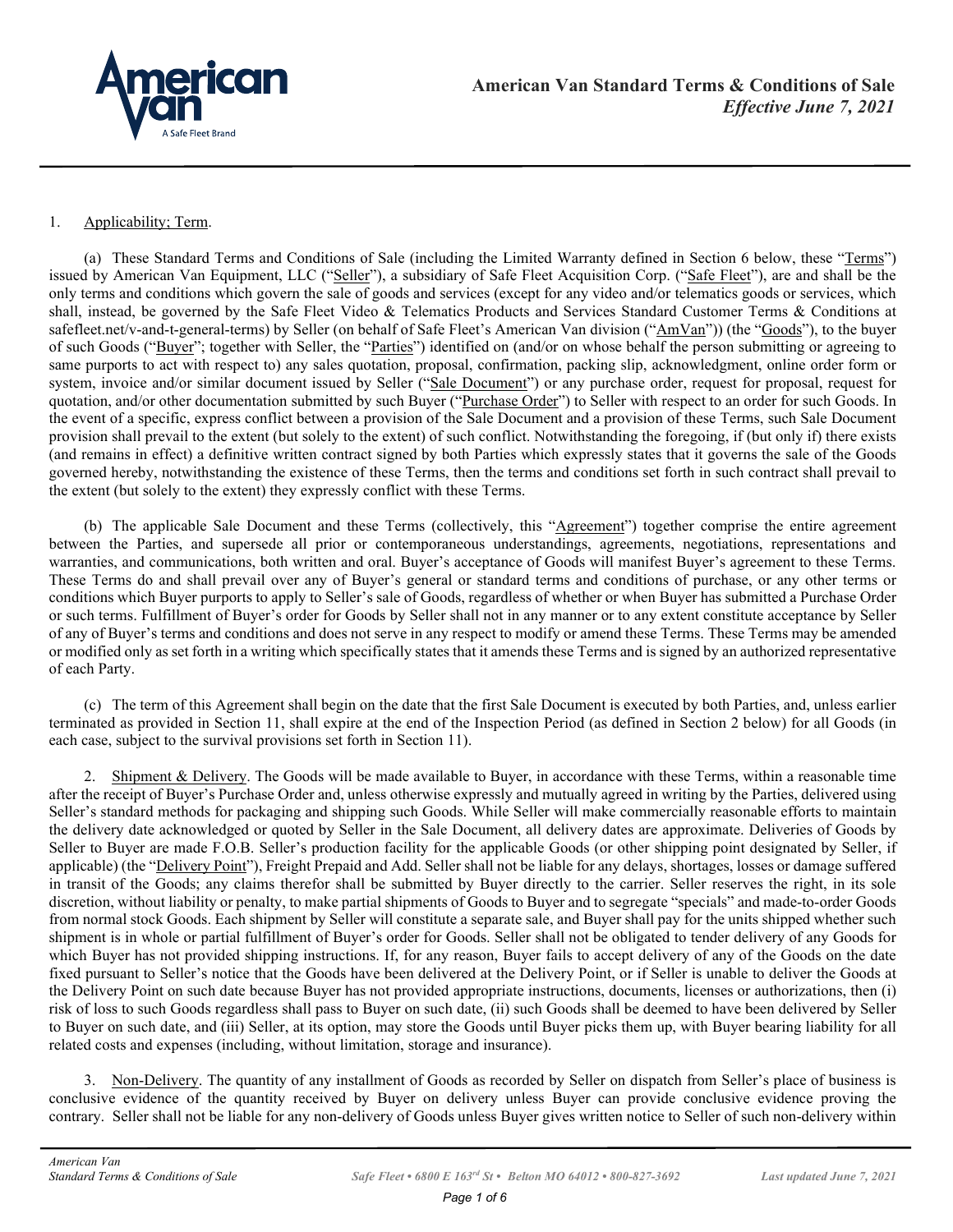# American Van Standard Terms & Conditions of Sale

*Effective June 7, 2021*

1. Applicability; Term.

(a) These Standard Terms and Conditions of Sale (including the Limited Warranty defined in Section 6 below, these "Terms") issued by American Van Equipment, LLC ("Seller"), a subsidiary of Safe Fleet Acquisition Corp. ("Safe Fleet"), are and shall be the only terms and conditions which govern the sale of goods and services (except for any video and/or telematics goods or services, which shall, instead, be governed by the Safe Fleet Video & Telematics Products and Services Standard Customer Terms & Conditions at safefleet.net/v-and-t-general-terms) by Seller (on behalf of Safe Fleet's American Van division ("AmVan")) (the "Goods"), to the buyer of such Goods ("Buyer"; together with Seller, the "Parties") identified on (and/or on whose behalf the person submitting or agreeing to same purports to act with respect to) any sales quotation, proposal, confirmation, packing slip, acknowledgment, online order form or system, invoice and/or similar document issued by Seller ("Sale Document") or any purchase order, request for proposal, request for quotation, and/or other documentation submitted by such Buyer ("Purchase Order") to Seller with respect to an order for such Goods. In the event of a specific, express conflict between a provision of the Sale Document and a provision of these Terms, such Sale Document provision shall prevail to the extent (but solely to the extent) of such conflict. Notwithstanding the foregoing, if (but only if) there exists (and remains in effect) a definitive written contract signed by both Parties which expressly states that it governs the sale of the Goods governed hereby, notwithstanding the existence of these Terms, then the terms and conditions set forth in such contract shall prevail to the extent (but solely to the extent) they expressly conflict with these Terms.

(b) The applicable Sale Document and these Terms (collectively, this "Agreement") together comprise the entire agreement between the Parties, and supersede all prior or contemporaneous understandings, agreements, negotiations, representations and warranties, and communications, both written and oral. Buyer's acceptance of Goods will manifest Buyer's agreement to these Terms. These Terms do and shall prevail over any of Buyer's general or standard terms and conditions of purchase, or any other terms or conditions which Buyer purports to apply to Seller's sale of Goods, regardless of whether or when Buyer has submitted a Purchase Order or such terms. Fulfillment of Buyer's order for Goods by Seller shall not in any manner or to any extent constitute acceptance by Seller of any of Buyer's terms and conditions and does not serve in any respect to modify or amend these Terms. These Terms may be amended or modified only as set forth in a writing which specifically states that it amends these Terms and is signed by an authorized representative of each Party.

(c) The term of this Agreement shall begin on the date that the first Sale Document is executed by both Parties, and, unless earlier terminated as provided in Section 11, shall expire at the end of the Inspection Period (as defined in Section 2 below) for all Goods (in each case, subject to the survival provisions set forth in Section 11).

2. Shipment & Delivery. The Goods will be made available to Buyer, in accordance with these Terms, within a reasonable time after the receipt of Buyer's Purchase Order and, unless otherwise expressly and mutually agreed in writing by the Parties, delivered using Seller's standard methods for packaging and shipping such Goods. While Seller will make commercially reasonable efforts to maintain the delivery date acknowledged or quoted by Seller in the Sale Document, all delivery dates are approximate. Deliveries of Goods by Seller to Buyer are made F.O.B. Seller's production facility for the applicable Goods (or other shipping point designated by Seller, if applicable) (the "Delivery Point"), Freight Prepaid and Add. Seller shall not be liable for any delays, shortages, losses or damage suffered in transit of the Goods; any claims therefor shall be submitted by Buyer directly to the carrier. Seller reserves the right, in its sole discretion, without liability or penalty, to make partial shipments of Goods to Buyer and to segregate "specials" and made-to-order Goods from normal stock Goods. Each shipment by Seller will constitute a separate sale, and Buyer shall pay for the units shipped whether such shipment is in whole or partial fulfillment of Buyer's order for Goods. Seller shall not be obligated to tender delivery of any Goods for which Buyer has not provided shipping instructions. If, for any reason, Buyer fails to accept delivery of any of the Goods on the date fixed pursuant to Seller's notice that the Goods have been delivered at the Delivery Point, or if Seller is unable to deliver the Goods at the Delivery Point on such date because Buyer has not provided appropriate instructions, documents, licenses or authorizations, then (i) risk of loss to such Goods regardless shall pass to Buyer on such date, (ii) such Goods shall be deemed to have been delivered by Seller to Buyer on such date, and (iii) Seller, at its option, may store the Goods until Buyer picks them up, with Buyer bearing liability for all related costs and expenses (including, without limitation, storage and insurance).

3. Non-Delivery. The quantity of any installment of Goods as recorded by Seller on dispatch from Seller's place of business is conclusive evidence of the quantity received by Buyer on delivery unless Buyer can provide conclusive evidence proving the contrary. Seller shall not be liable for any non-delivery of Goods unless Buyer gives written notice to Seller of such non-delivery within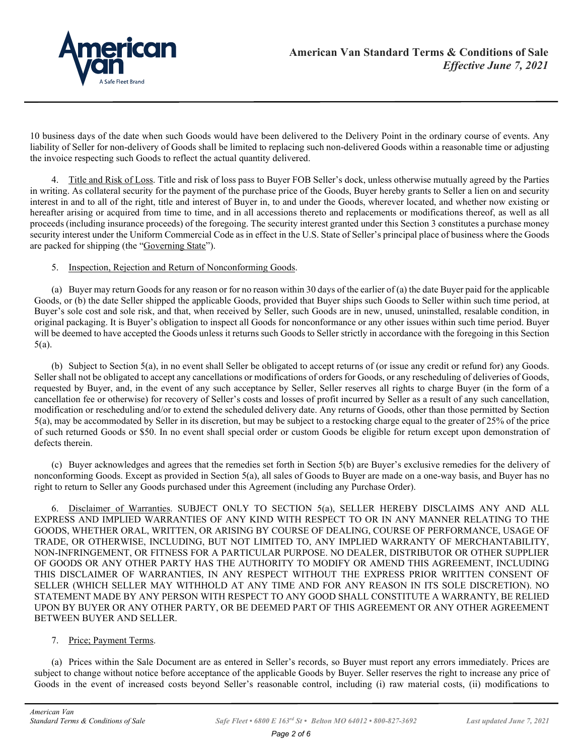10 business days of the date when such Goods would have been delivered to the Delivery Point in the ordinary course of events. Any liability of Seller for non-delivery of Goods shall be limited to replacing such non-delivered Goods within a reasonable time or adjusting the invoice respecting such Goods to reflect the actual quantity delivered.

4. Title and Risk of Loss. Title and risk of loss pass to Buyer FOB Seller's dock, unless otherwise mutually agreed by the Parties in writing. As collateral security for the payment of the purchase price of the Goods, Buyer hereby grants to Seller a lien on and security interest in and to all of the right, title and interest of Buyer in, to and under the Goods, wherever located, and whether now existing or hereafter arising or acquired from time to time, and in all accessions thereto and replacements or modifications thereof, as well as all proceeds (including insurance proceeds) of the foregoing. The security interest granted under this Section 3 constitutes a purchase money security interest under the Uniform Commercial Code as in effect in the U.S. State of Seller's principal place of business where the Goods are packed for shipping (the "Governing State").

5. Inspection, Rejection and Return of Nonconforming Goods.

(a) Buyer may return Goods for any reason or for no reason within 30 days of the earlier of (a) the date Buyer paid for the applicable Goods, or (b) the date Seller shipped the applicable Goods, provided that Buyer ships such Goods to Seller within such time period, at Buyer's sole cost and sole risk, and that, when received by Seller, such Goods are in new, unused, uninstalled, resalable condition, in original packaging. It is Buyer's obligation to inspect all Goods for nonconformance or any other issues within such time period. Buyer will be deemed to have accepted the Goods unless it returns such Goods to Seller strictly in accordance with the foregoing in this Section 5(a).

(b) Subject to Section 5(a), in no event shall Seller be obligated to accept returns of (or issue any credit or refund for) any Goods. Seller shall not be obligated to accept any cancellations or modifications of orders for Goods, or any rescheduling of deliveries of Goods, requested by Buyer, and, in the event of any such acceptance by Seller, Seller reserves all rights to charge Buyer (in the form of a cancellation fee or otherwise) for recovery of Seller's costs and losses of profit incurred by Seller as a result of any such cancellation, modification or rescheduling and/or to extend the scheduled delivery date. Any returns of Goods, other than those permitted by Section 5(a), may be accommodated by Seller in its discretion, but may be subject to a restocking charge equal to the greater of 25% of the price of such returned Goods or $50. In no event shall special order or custom Goods be eligible for return except upon demonstration of defects therein.

(c) Buyer acknowledges and agrees that the remedies set forth in Section 5(b) are Buyer's exclusive remedies for the delivery of nonconforming Goods. Except as provided in Section 5(a), all sales of Goods to Buyer are made on a one-way basis, and Buyer has no right to return to Seller any Goods purchased under this Agreement (including any Purchase Order).

6. Disclaimer of Warranties. SUBJECT ONLY TO SECTION 5(a), SELLER HEREBY DISCLAIMS ANY AND ALL EXPRESS AND IMPLIED WARRANTIES OF ANY KIND WITH RESPECT TO OR IN ANY MANNER RELATING TO THE GOODS, WHETHER ORAL, WRITTEN, OR ARISING BY COURSE OF DEALING, COURSE OF PERFORMANCE, USAGE OF TRADE, OR OTHERWISE, INCLUDING, BUT NOT LIMITED TO, ANY IMPLIED WARRANTY OF MERCHANTABILITY, NON-INFRINGEMENT, OR FITNESS FOR A PARTICULAR PURPOSE. NO DEALER, DISTRIBUTOR OR OTHER SUPPLIER OF GOODS OR ANY OTHER PARTY HAS THE AUTHORITY TO MODIFY OR AMEND THIS AGREEMENT, INCLUDING THIS DISCLAIMER OF WARRANTIES, IN ANY RESPECT WITHOUT THE EXPRESS PRIOR WRITTEN CONSENT OF SELLER (WHICH SELLER MAY WITHHOLD AT ANY TIME AND FOR ANY REASON IN ITS SOLE DISCRETION). NO STATEMENT MADE BY ANY PERSON WITH RESPECT TO ANY GOOD SHALL CONSTITUTE A WARRANTY, BE RELIED UPON BY BUYER OR ANY OTHER PARTY, OR BE DEEMED PART OF THIS AGREEMENT OR ANY OTHER AGREEMENT BETWEEN BUYER AND SELLER.

7. Price; Payment Terms.

(a) Prices within the Sale Document are as entered in Seller's records, so Buyer must report any errors immediately. Prices are subject to change without notice before acceptance of the applicable Goods by Buyer. Seller reserves the right to increase any price of Goods in the event of increased costs beyond Seller's reasonable control, including (i) raw material costs, (ii) modifications to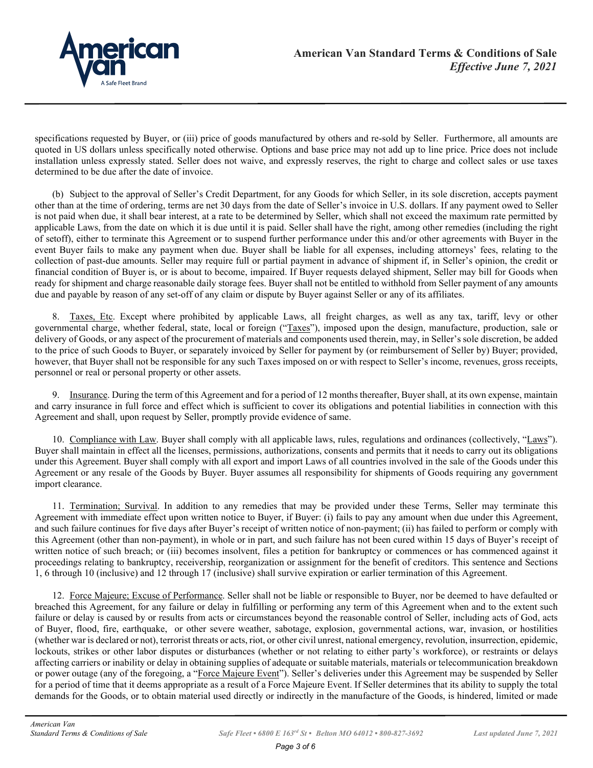specifications requested by Buyer, or (iii) price of goods manufactured by others and re-sold by Seller. Furthermore, all amounts are quoted in US dollars unless specifically noted otherwise. Options and base price may not add up to line price. Price does not include installation unless expressly stated. Seller does not waive, and expressly reserves, the right to charge and collect sales or use taxes determined to be due after the date of invoice.

(b) Subject to the approval of Seller's Credit Department, for any Goods for which Seller, in its sole discretion, accepts payment other than at the time of ordering, terms are net 30 days from the date of Seller's invoice in U.S. dollars. If any payment owed to Seller is not paid when due, it shall bear interest, at a rate to be determined by Seller, which shall not exceed the maximum rate permitted by applicable Laws, from the date on which it is due until it is paid. Seller shall have the right, among other remedies (including the right of setoff), either to terminate this Agreement or to suspend further performance under this and/or other agreements with Buyer in the event Buyer fails to make any payment when due. Buyer shall be liable for all expenses, including attorneys' fees, relating to the collection of past-due amounts. Seller may require full or partial payment in advance of shipment if, in Seller's opinion, the credit or financial condition of Buyer is, or is about to become, impaired. If Buyer requests delayed shipment, Seller may bill for Goods when ready for shipment and charge reasonable daily storage fees. Buyer shall not be entitled to withhold from Seller payment of any amounts due and payable by reason of any set-off of any claim or dispute by Buyer against Seller or any of its affiliates.

8. Taxes, Etc. Except where prohibited by applicable Laws, all freight charges, as well as any tax, tariff, levy or other governmental charge, whether federal, state, local or foreign ("Taxes"), imposed upon the design, manufacture, production, sale or delivery of Goods, or any aspect of the procurement of materials and components used therein, may, in Seller's sole discretion, be added to the price of such Goods to Buyer, or separately invoiced by Seller for payment by (or reimbursement of Seller by) Buyer; provided, however, that Buyer shall not be responsible for any such Taxes imposed on or with respect to Seller's income, revenues, gross receipts, personnel or real or personal property or other assets.

9. Insurance. During the term of this Agreement and for a period of 12 months thereafter, Buyer shall, at its own expense, maintain and carry insurance in full force and effect which is sufficient to cover its obligations and potential liabilities in connection with this Agreement and shall, upon request by Seller, promptly provide evidence of same.

10. Compliance with Law. Buyer shall comply with all applicable laws, rules, regulations and ordinances (collectively, "Laws"). Buyer shall maintain in effect all the licenses, permissions, authorizations, consents and permits that it needs to carry out its obligations under this Agreement. Buyer shall comply with all export and import Laws of all countries involved in the sale of the Goods under this Agreement or any resale of the Goods by Buyer. Buyer assumes all responsibility for shipments of Goods requiring any government import clearance.

11. Termination; Survival. In addition to any remedies that may be provided under these Terms, Seller may terminate this Agreement with immediate effect upon written notice to Buyer, if Buyer: (i) fails to pay any amount when due under this Agreement, and such failure continues for five days after Buyer's receipt of written notice of non-payment; (ii) has failed to perform or comply with this Agreement (other than non-payment), in whole or in part, and such failure has not been cured within 15 days of Buyer's receipt of written notice of such breach; or (iii) becomes insolvent, files a petition for bankruptcy or commences or has commenced against it proceedings relating to bankruptcy, receivership, reorganization or assignment for the benefit of creditors. This sentence and Sections 1, 6 through 10 (inclusive) and 12 through 17 (inclusive) shall survive expiration or earlier termination of this Agreement.

12. Force Majeure; Excuse of Performance. Seller shall not be liable or responsible to Buyer, nor be deemed to have defaulted or breached this Agreement, for any failure or delay in fulfilling or performing any term of this Agreement when and to the extent such failure or delay is caused by or results from acts or circumstances beyond the reasonable control of Seller, including acts of God, acts of Buyer, flood, fire, earthquake, or other severe weather, sabotage, explosion, governmental actions, war, invasion, or hostilities (whether war is declared or not), terrorist threats or acts, riot, or other civil unrest, national emergency, revolution, insurrection, epidemic, lockouts, strikes or other labor disputes or disturbances (whether or not relating to either party's workforce), or restraints or delays affecting carriers or inability or delay in obtaining supplies of adequate or suitable materials, materials or telecommunication breakdown or power outage (any of the foregoing, a "Force Majeure Event"). Seller's deliveries under this Agreement may be suspended by Seller for a period of time that it deems appropriate as a result of a Force Majeure Event. If Seller determines that its ability to supply the total demands for the Goods, or to obtain material used directly or indirectly in the manufacture of the Goods, is hindered, limited or made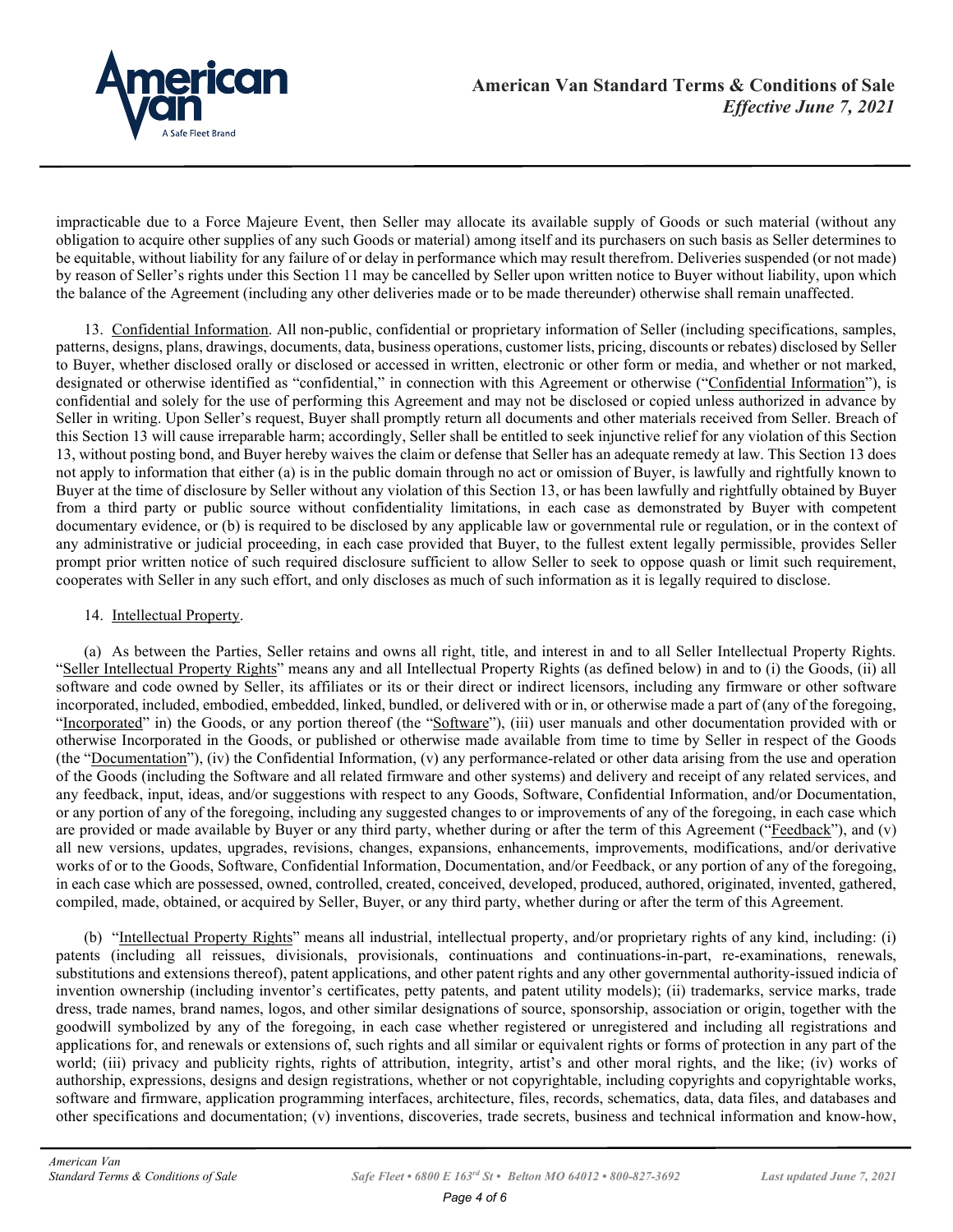impracticable due to a Force Majeure Event, then Seller may allocate its available supply of Goods or such material (without any obligation to acquire other supplies of any such Goods or material) among itself and its purchasers on such basis as Seller determines to be equitable, without liability for any failure of or delay in performance which may result therefrom. Deliveries suspended (or not made) by reason of Seller's rights under this Section 11 may be cancelled by Seller upon written notice to Buyer without liability, upon which the balance of the Agreement (including any other deliveries made or to be made thereunder) otherwise shall remain unaffected.

13. Confidential Information. All non-public, confidential or proprietary information of Seller (including specifications, samples, patterns, designs, plans, drawings, documents, data, business operations, customer lists, pricing, discounts or rebates) disclosed by Seller to Buyer, whether disclosed orally or disclosed or accessed in written, electronic or other form or media, and whether or not marked, designated or otherwise identified as "confidential," in connection with this Agreement or otherwise ("Confidential Information"), is confidential and solely for the use of performing this Agreement and may not be disclosed or copied unless authorized in advance by Seller in writing. Upon Seller's request, Buyer shall promptly return all documents and other materials received from Seller. Breach of this Section 13 will cause irreparable harm; accordingly, Seller shall be entitled to seek injunctive relief for any violation of this Section 13, without posting bond, and Buyer hereby waives the claim or defense that Seller has an adequate remedy at law. This Section 13 does not apply to information that either (a) is in the public domain through no act or omission of Buyer, is lawfully and rightfully known to Buyer at the time of disclosure by Seller without any violation of this Section 13, or has been lawfully and rightfully obtained by Buyer from a third party or public source without confidentiality limitations, in each case as demonstrated by Buyer with competent documentary evidence, or (b) is required to be disclosed by any applicable law or governmental rule or regulation, or in the context of any administrative or judicial proceeding, in each case provided that Buyer, to the fullest extent legally permissible, provides Seller prompt prior written notice of such required disclosure sufficient to allow Seller to seek to oppose quash or limit such requirement, cooperates with Seller in any such effort, and only discloses as much of such information as it is legally required to disclose.

14. Intellectual Property.

(a) As between the Parties, Seller retains and owns all right, title, and interest in and to all Seller Intellectual Property Rights. "Seller Intellectual Property Rights" means any and all Intellectual Property Rights (as defined below) in and to (i) the Goods, (ii) all software and code owned by Seller, its affiliates or its or their direct or indirect licensors, including any firmware or other software incorporated, included, embodied, embedded, linked, bundled, or delivered with or in, or otherwise made a part of (any of the foregoing, "Incorporated" in) the Goods, or any portion thereof (the "Software"), (iii) user manuals and other documentation provided with or otherwise Incorporated in the Goods, or published or otherwise made available from time to time by Seller in respect of the Goods (the "Documentation"), (iv) the Confidential Information, (v) any performance-related or other data arising from the use and operation of the Goods (including the Software and all related firmware and other systems) and delivery and receipt of any related services, and any feedback, input, ideas, and/or suggestions with respect to any Goods, Software, Confidential Information, and/or Documentation, or any portion of any of the foregoing, including any suggested changes to or improvements of any of the foregoing, in each case which are provided or made available by Buyer or any third party, whether during or after the term of this Agreement ("Feedback"), and (v) all new versions, updates, upgrades, revisions, changes, expansions, enhancements, improvements, modifications, and/or derivative works of or to the Goods, Software, Confidential Information, Documentation, and/or Feedback, or any portion of any of the foregoing, in each case which are possessed, owned, controlled, created, conceived, developed, produced, authored, originated, invented, gathered, compiled, made, obtained, or acquired by Seller, Buyer, or any third party, whether during or after the term of this Agreement.

(b) "Intellectual Property Rights" means all industrial, intellectual property, and/or proprietary rights of any kind, including: (i) patents (including all reissues, divisionals, provisionals, continuations and continuations-in-part, re-examinations, renewals, substitutions and extensions thereof), patent applications, and other patent rights and any other governmental authority-issued indicia of invention ownership (including inventor's certificates, petty patents, and patent utility models); (ii) trademarks, service marks, trade dress, trade names, brand names, logos, and other similar designations of source, sponsorship, association or origin, together with the goodwill symbolized by any of the foregoing, in each case whether registered or unregistered and including all registrations and applications for, and renewals or extensions of, such rights and all similar or equivalent rights or forms of protection in any part of the world; (iii) privacy and publicity rights, rights of attribution, integrity, artist's and other moral rights, and the like; (iv) works of authorship, expressions, designs and design registrations, whether or not copyrightable, including copyrights and copyrightable works, software and firmware, application programming interfaces, architecture, files, records, schematics, data, data files, and databases and other specifications and documentation; (v) inventions, discoveries, trade secrets, business and technical information and know-how,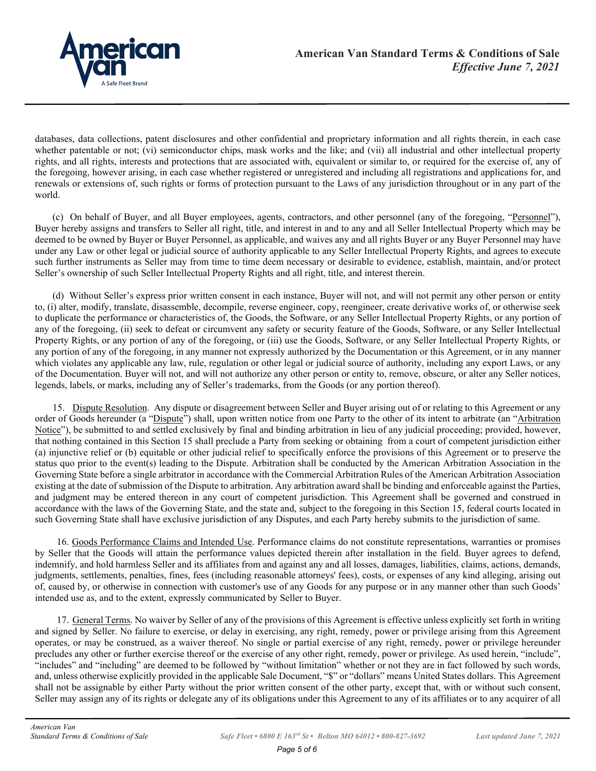databases, data collections, patent disclosures and other confidential and proprietary information and all rights therein, in each case whether patentable or not; (vi) semiconductor chips, mask works and the like; and (vii) all industrial and other intellectual property rights, and all rights, interests and protections that are associated with, equivalent or similar to, or required for the exercise of, any of the foregoing, however arising, in each case whether registered or unregistered and including all registrations and applications for, and renewals or extensions of, such rights or forms of protection pursuant to the Laws of any jurisdiction throughout or in any part of the world.

(c) On behalf of Buyer, and all Buyer employees, agents, contractors, and other personnel (any of the foregoing, "Personnel"), Buyer hereby assigns and transfers to Seller all right, title, and interest in and to any and all Seller Intellectual Property which may be deemed to be owned by Buyer or Buyer Personnel, as applicable, and waives any and all rights Buyer or any Buyer Personnel may have under any Law or other legal or judicial source of authority applicable to any Seller Intellectual Property Rights, and agrees to execute such further instruments as Seller may from time to time deem necessary or desirable to evidence, establish, maintain, and/or protect Seller's ownership of such Seller Intellectual Property Rights and all right, title, and interest therein.

(d) Without Seller's express prior written consent in each instance, Buyer will not, and will not permit any other person or entity to, (i) alter, modify, translate, disassemble, decompile, reverse engineer, copy, reengineer, create derivative works of, or otherwise seek to duplicate the performance or characteristics of, the Goods, the Software, or any Seller Intellectual Property Rights, or any portion of any of the foregoing, (ii) seek to defeat or circumvent any safety or security feature of the Goods, Software, or any Seller Intellectual Property Rights, or any portion of any of the foregoing, or (iii) use the Goods, Software, or any Seller Intellectual Property Rights, or any portion of any of the foregoing, in any manner not expressly authorized by the Documentation or this Agreement, or in any manner which violates any applicable any law, rule, regulation or other legal or judicial source of authority, including any export Laws, or any of the Documentation. Buyer will not, and will not authorize any other person or entity to, remove, obscure, or alter any Seller notices, legends, labels, or marks, including any of Seller's trademarks, from the Goods (or any portion thereof).

15. Dispute Resolution. Any dispute or disagreement between Seller and Buyer arising out of or relating to this Agreement or any order of Goods hereunder (a "Dispute") shall, upon written notice from one Party to the other of its intent to arbitrate (an "Arbitration Notice"), be submitted to and settled exclusively by final and binding arbitration in lieu of any judicial proceeding; provided, however, that nothing contained in this Section 15 shall preclude a Party from seeking or obtaining from a court of competent jurisdiction either (a) injunctive relief or (b) equitable or other judicial relief to specifically enforce the provisions of this Agreement or to preserve the status quo prior to the event(s) leading to the Dispute. Arbitration shall be conducted by the American Arbitration Association in the Governing State before a single arbitrator in accordance with the Commercial Arbitration Rules of the American Arbitration Association existing at the date of submission of the Dispute to arbitration. Any arbitration award shall be binding and enforceable against the Parties, and judgment may be entered thereon in any court of competent jurisdiction. This Agreement shall be governed and construed in accordance with the laws of the Governing State, and the state and, subject to the foregoing in this Section 15, federal courts located in such Governing State shall have exclusive jurisdiction of any Disputes, and each Party hereby submits to the jurisdiction of same.

16. Goods Performance Claims and Intended Use. Performance claims do not constitute representations, warranties or promises by Seller that the Goods will attain the performance values depicted therein after installation in the field. Buyer agrees to defend, indemnify, and hold harmless Seller and its affiliates from and against any and all losses, damages, liabilities, claims, actions, demands, judgments, settlements, penalties, fines, fees (including reasonable attorneys' fees), costs, or expenses of any kind alleging, arising out of, caused by, or otherwise in connection with customer's use of any Goods for any purpose or in any manner other than such Goods' intended use as, and to the extent, expressly communicated by Seller to Buyer.

17. General Terms. No waiver by Seller of any of the provisions of this Agreement is effective unless explicitly set forth in writing and signed by Seller. No failure to exercise, or delay in exercising, any right, remedy, power or privilege arising from this Agreement operates, or may be construed, as a waiver thereof. No single or partial exercise of any right, remedy, power or privilege hereunder precludes any other or further exercise thereof or the exercise of any other right, remedy, power or privilege. As used herein, "include", "includes" and "including" are deemed to be followed by "without limitation" whether or not they are in fact followed by such words, and, unless otherwise explicitly provided in the applicable Sale Document, "$" or "dollars" means United States dollars. This Agreement shall not be assignable by either Party without the prior written consent of the other party, except that, with or without such consent, Seller may assign any of its rights or delegate any of its obligations under this Agreement to any of its affiliates or to any acquirer of all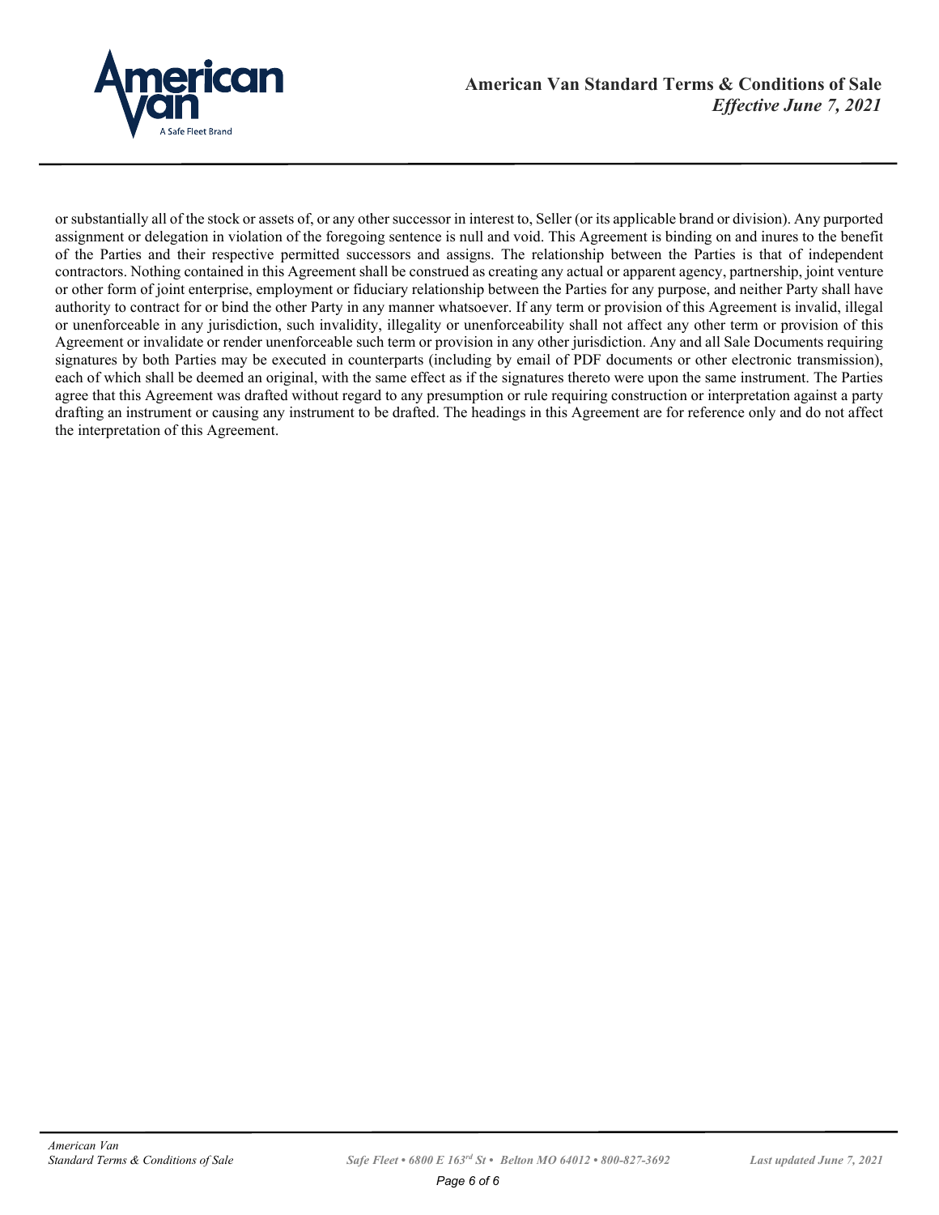or substantially all of the stock or assets of, or any other successor in interest to, Seller (or its applicable brand or division). Any purported assignment or delegation in violation of the foregoing sentence is null and void. This Agreement is binding on and inures to the benefit of the Parties and their respective permitted successors and assigns. The relationship between the Parties is that of independent contractors. Nothing contained in this Agreement shall be construed as creating any actual or apparent agency, partnership, joint venture or other form of joint enterprise, employment or fiduciary relationship between the Parties for any purpose, and neither Party shall have authority to contract for or bind the other Party in any manner whatsoever. If any term or provision of this Agreement is invalid, illegal or unenforceable in any jurisdiction, such invalidity, illegality or unenforceability shall not affect any other term or provision of this Agreement or invalidate or render unenforceable such term or provision in any other jurisdiction. Any and all Sale Documents requiring signatures by both Parties may be executed in counterparts (including by email of PDF documents or other electronic transmission), each of which shall be deemed an original, with the same effect as if the signatures thereto were upon the same instrument. The Parties agree that this Agreement was drafted without regard to any presumption or rule requiring construction or interpretation against a party drafting an instrument or causing any instrument to be drafted. The headings in this Agreement are for reference only and do not affect the interpretation of this Agreement.